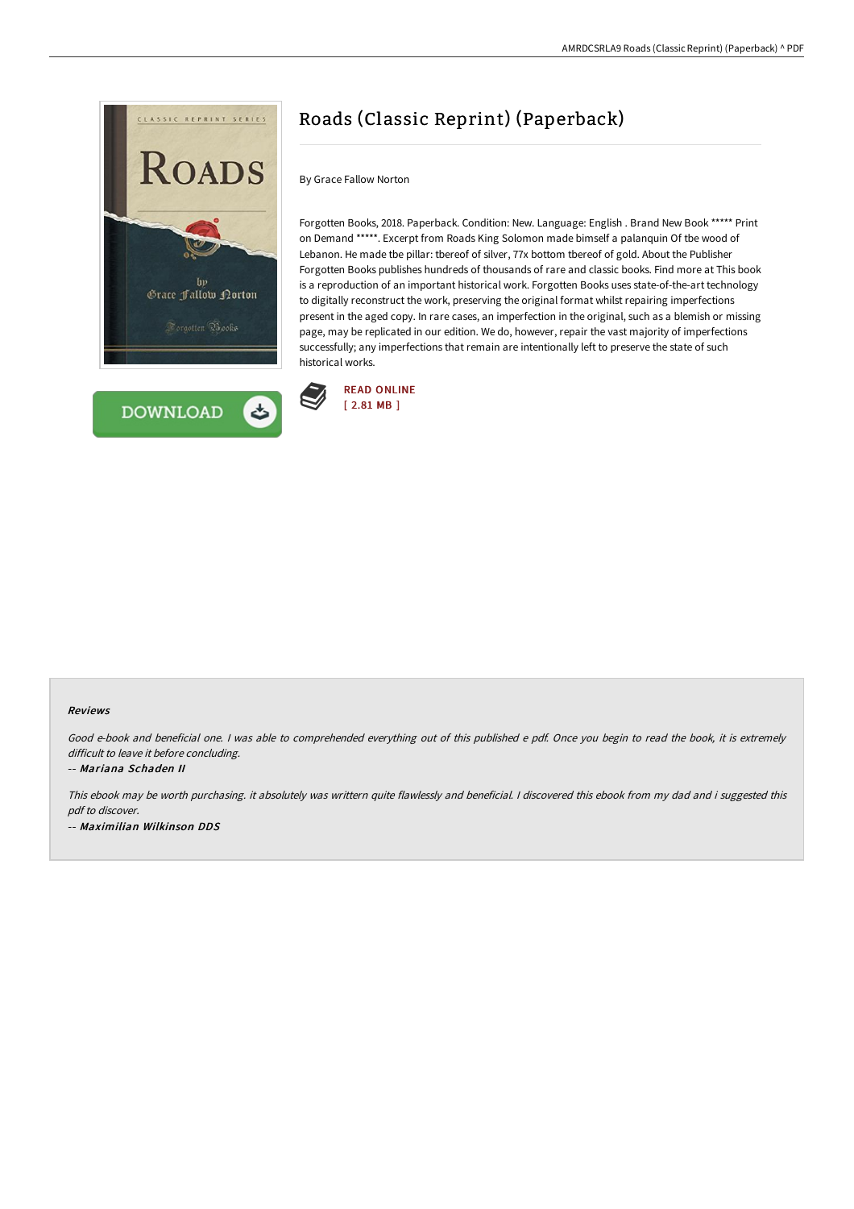# Roads (Classic Reprint) (Paperback)

By Grace Fallow Norton

Forgotten Books, 2018. Paperback. Condition: New. Language: English . Brand New Book ***** Print on Demand *****. Excerpt from Roads King Solomon made bimself a palanquin Of tbe wood of Lebanon. He made tbe pillar: tbereof of silver, 77x bottom tbereof of gold. About the Publisher Forgotten Books publishes hundreds of thousands of rare and classic books. Find more at This book is a reproduction of an important historical work. Forgotten Books uses state-of-the-art technology to digitally reconstruct the work, preserving the original format whilst repairing imperfections present in the aged copy. In rare cases, an imperfection in the original, such as a blemish or missing page, may be replicated in our edition. We do, however, repair the vast majority of imperfections successfully; any imperfections that remain are intentionally left to preserve the state of such historical works.

READ ONLINE
[ 2.81 MB ]

DOWNLOAD

### Reviews

*Good e-book and beneficial one. I was able to comprehended everything out of this published e pdf. Once you begin to read the book, it is extremely difficult to leave it before concluding.*

-- ***Mariana Schaden II***

*This ebook may be worth purchasing. it absolutely was writtern quite flawlessly and beneficial. I discovered this ebook from my dad and i suggested this pdf to discover.*

-- ***Maximilian Wilkinson DDS***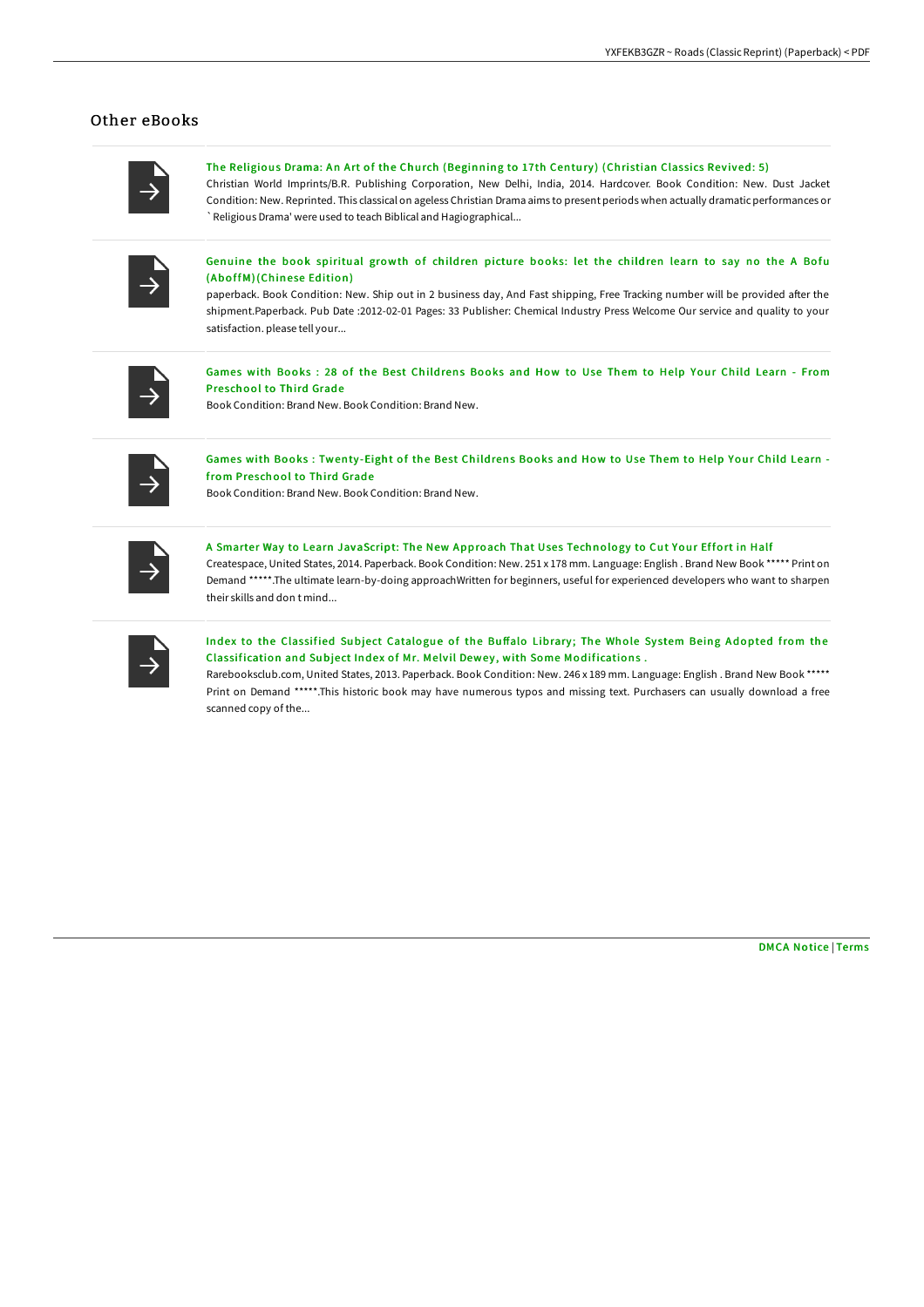## Other eBooks

**The Religious Drama: An Art of the Church (Beginning to 17th Century) (Christian Classics Revived: 5)**

Christian World Imprints/B.R. Publishing Corporation, New Delhi, India, 2014. Hardcover. Book Condition: New. Dust Jacket Condition: New. Reprinted. This classical on ageless Christian Drama aims to present periods when actually dramatic performances or `Religious Drama' were used to teach Biblical and Hagiographical...

**Genuine the book spiritual growth of children picture books: let the children learn to say no the A Bofu (AboffM)(Chinese Edition)**

paperback. Book Condition: New. Ship out in 2 business day, And Fast shipping, Free Tracking number will be provided after the shipment.Paperback. Pub Date :2012-02-01 Pages: 33 Publisher: Chemical Industry Press Welcome Our service and quality to your satisfaction. please tell your...

**Games with Books : 28 of the Best Childrens Books and How to Use Them to Help Your Child Learn - From Preschool to Third Grade**

Book Condition: Brand New. Book Condition: Brand New.

**Games with Books : Twenty-Eight of the Best Childrens Books and How to Use Them to Help Your Child Learn - from Preschool to Third Grade**

Book Condition: Brand New. Book Condition: Brand New.

**A Smarter Way to Learn JavaScript: The New Approach That Uses Technology to Cut Your Effort in Half**

Createspace, United States, 2014. Paperback. Book Condition: New. 251 x 178 mm. Language: English . Brand New Book ***** Print on Demand *****.The ultimate learn-by-doing approachWritten for beginners, useful for experienced developers who want to sharpen their skills and don t mind...

**Index to the Classified Subject Catalogue of the Buffalo Library; The Whole System Being Adopted from the Classification and Subject Index of Mr. Melvil Dewey, with Some Modifications .**

Rarebooksclub.com, United States, 2013. Paperback. Book Condition: New. 246 x 189 mm. Language: English . Brand New Book ***** Print on Demand *****.This historic book may have numerous typos and missing text. Purchasers can usually download a free scanned copy of the...